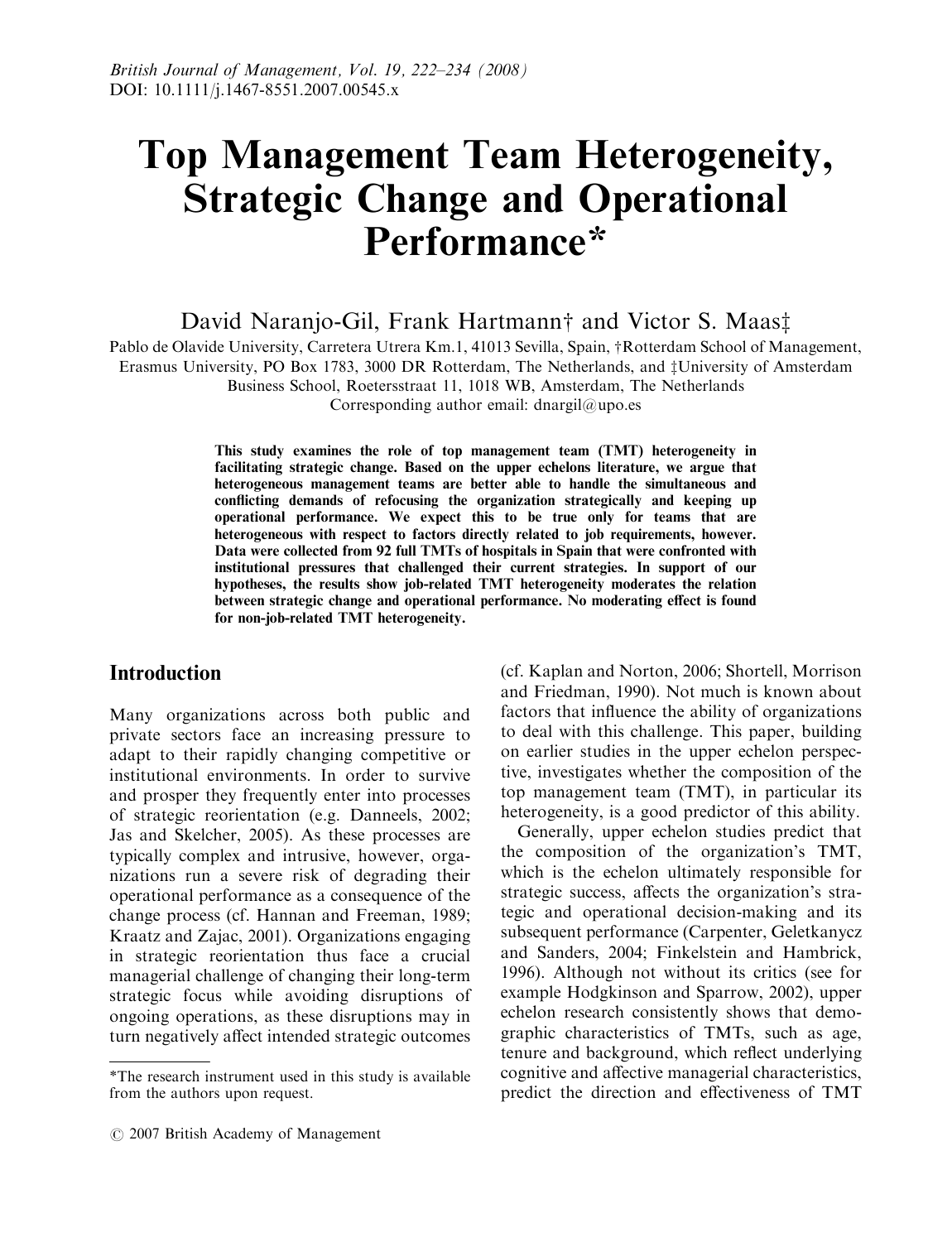# Top Management Team Heterogeneity, Strategic Change and Operational Performance*

David Naranjo-Gil, Frank Hartmann† and Victor S. Maas‡

Pablo de Olavide University, Carretera Utrera Km.1, 41013 Sevilla, Spain, †Rotterdam School of Management, Erasmus University, PO Box 1783, 3000 DR Rotterdam, The Netherlands, and ‡University of Amsterdam Business School, Roetersstraat 11, 1018 WB, Amsterdam, The Netherlands

Corresponding author email: dnargil@upo.es

**This study examines the role of top management team (TMT) heterogeneity in facilitating strategic change. Based on the upper echelons literature, we argue that heterogeneous management teams are better able to handle the simultaneous and conflicting demands of refocusing the organization strategically and keeping up operational performance. We expect this to be true only for teams that are heterogeneous with respect to factors directly related to job requirements, however. Data were collected from 92 full TMTs of hospitals in Spain that were confronted with institutional pressures that challenged their current strategies. In support of our hypotheses, the results show job-related TMT heterogeneity moderates the relation between strategic change and operational performance. No moderating effect is found for non-job-related TMT heterogeneity.**

## Introduction

Many organizations across both public and private sectors face an increasing pressure to adapt to their rapidly changing competitive or institutional environments. In order to survive and prosper they frequently enter into processes of strategic reorientation (e.g. Danneels, 2002; Jas and Skelcher, 2005). As these processes are typically complex and intrusive, however, organizations run a severe risk of degrading their operational performance as a consequence of the change process (cf. Hannan and Freeman, 1989; Kraatz and Zajac, 2001). Organizations engaging in strategic reorientation thus face a crucial managerial challenge of changing their long-term strategic focus while avoiding disruptions of ongoing operations, as these disruptions may in turn negatively affect intended strategic outcomes (cf. Kaplan and Norton, 2006; Shortell, Morrison and Friedman, 1990). Not much is known about factors that influence the ability of organizations to deal with this challenge. This paper, building on earlier studies in the upper echelon perspective, investigates whether the composition of the top management team (TMT), in particular its heterogeneity, is a good predictor of this ability.

Generally, upper echelon studies predict that the composition of the organization's TMT, which is the echelon ultimately responsible for strategic success, affects the organization's strategic and operational decision-making and its subsequent performance (Carpenter, Geletkanycz and Sanders, 2004; Finkelstein and Hambrick, 1996). Although not without its critics (see for example Hodgkinson and Sparrow, 2002), upper echelon research consistently shows that demographic characteristics of TMTs, such as age, tenure and background, which reflect underlying cognitive and affective managerial characteristics, predict the direction and effectiveness of TMT

*The research instrument used in this study is available from the authors upon request.

© 2007 British Academy of Management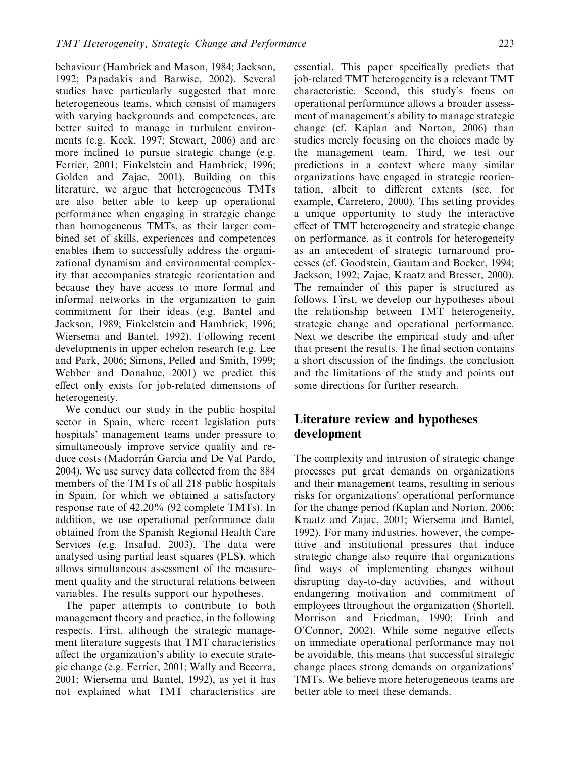behaviour (Hambrick and Mason, 1984; Jackson, 1992; Papadakis and Barwise, 2002). Several studies have particularly suggested that more heterogeneous teams, which consist of managers with varying backgrounds and competences, are better suited to manage in turbulent environments (e.g. Keck, 1997; Stewart, 2006) and are more inclined to pursue strategic change (e.g. Ferrier, 2001; Finkelstein and Hambrick, 1996; Golden and Zajac, 2001). Building on this literature, we argue that heterogeneous TMTs are also better able to keep up operational performance when engaging in strategic change than homogeneous TMTs, as their larger combined set of skills, experiences and competences enables them to successfully address the organizational dynamism and environmental complexity that accompanies strategic reorientation and because they have access to more formal and informal networks in the organization to gain commitment for their ideas (e.g. Bantel and Jackson, 1989; Finkelstein and Hambrick, 1996; Wiersema and Bantel, 1992). Following recent developments in upper echelon research (e.g. Lee and Park, 2006; Simons, Pelled and Smith, 1999; Webber and Donahue, 2001) we predict this effect only exists for job-related dimensions of heterogeneity.

We conduct our study in the public hospital sector in Spain, where recent legislation puts hospitals' management teams under pressure to simultaneously improve service quality and reduce costs (Madorrán Garcia and De Val Pardo, 2004). We use survey data collected from the 884 members of the TMTs of all 218 public hospitals in Spain, for which we obtained a satisfactory response rate of 42.20% (92 complete TMTs). In addition, we use operational performance data obtained from the Spanish Regional Health Care Services (e.g. Insalud, 2003). The data were analysed using partial least squares (PLS), which allows simultaneous assessment of the measurement quality and the structural relations between variables. The results support our hypotheses.

The paper attempts to contribute to both management theory and practice, in the following respects. First, although the strategic management literature suggests that TMT characteristics affect the organization's ability to execute strategic change (e.g. Ferrier, 2001; Wally and Becerra, 2001; Wiersema and Bantel, 1992), as yet it has not explained what TMT characteristics are essential. This paper specifically predicts that job-related TMT heterogeneity is a relevant TMT characteristic. Second, this study's focus on operational performance allows a broader assessment of management's ability to manage strategic change (cf. Kaplan and Norton, 2006) than studies merely focusing on the choices made by the management team. Third, we test our predictions in a context where many similar organizations have engaged in strategic reorientation, albeit to different extents (see, for example, Carretero, 2000). This setting provides a unique opportunity to study the interactive effect of TMT heterogeneity and strategic change on performance, as it controls for heterogeneity as an antecedent of strategic turnaround processes (cf. Goodstein, Gautam and Boeker, 1994; Jackson, 1992; Zajac, Kraatz and Bresser, 2000). The remainder of this paper is structured as follows. First, we develop our hypotheses about the relationship between TMT heterogeneity, strategic change and operational performance. Next we describe the empirical study and after that present the results. The final section contains a short discussion of the findings, the conclusion and the limitations of the study and points out some directions for further research.

## Literature review and hypotheses development

The complexity and intrusion of strategic change processes put great demands on organizations and their management teams, resulting in serious risks for organizations' operational performance for the change period (Kaplan and Norton, 2006; Kraatz and Zajac, 2001; Wiersema and Bantel, 1992). For many industries, however, the competitive and institutional pressures that induce strategic change also require that organizations find ways of implementing changes without disrupting day-to-day activities, and without endangering motivation and commitment of employees throughout the organization (Shortell, Morrison and Friedman, 1990; Trinh and O'Connor, 2002). While some negative effects on immediate operational performance may not be avoidable, this means that successful strategic change places strong demands on organizations' TMTs. We believe more heterogeneous teams are better able to meet these demands.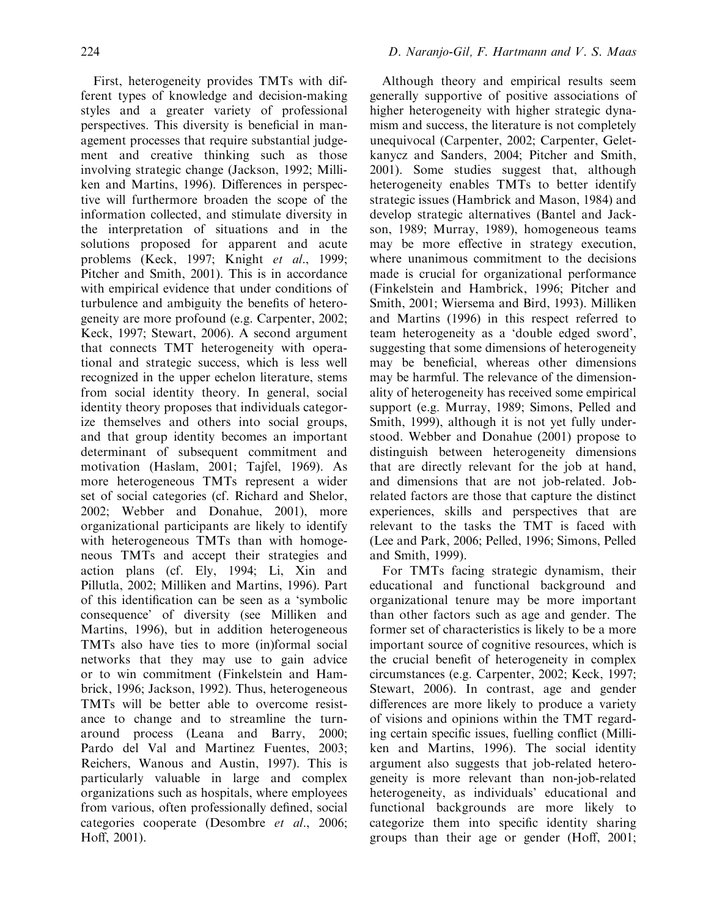First, heterogeneity provides TMTs with different types of knowledge and decision-making styles and a greater variety of professional perspectives. This diversity is beneficial in management processes that require substantial judgement and creative thinking such as those involving strategic change (Jackson, 1992; Milliken and Martins, 1996). Differences in perspective will furthermore broaden the scope of the information collected, and stimulate diversity in the interpretation of situations and in the solutions proposed for apparent and acute problems (Keck, 1997; Knight *et al*., 1999; Pitcher and Smith, 2001). This is in accordance with empirical evidence that under conditions of turbulence and ambiguity the benefits of heterogeneity are more profound (e.g. Carpenter, 2002; Keck, 1997; Stewart, 2006). A second argument that connects TMT heterogeneity with operational and strategic success, which is less well recognized in the upper echelon literature, stems from social identity theory. In general, social identity theory proposes that individuals categorize themselves and others into social groups, and that group identity becomes an important determinant of subsequent commitment and motivation (Haslam, 2001; Tajfel, 1969). As more heterogeneous TMTs represent a wider set of social categories (cf. Richard and Shelor, 2002; Webber and Donahue, 2001), more organizational participants are likely to identify with heterogeneous TMTs than with homogeneous TMTs and accept their strategies and action plans (cf. Ely, 1994; Li, Xin and Pillutla, 2002; Milliken and Martins, 1996). Part of this identification can be seen as a 'symbolic consequence' of diversity (see Milliken and Martins, 1996), but in addition heterogeneous TMTs also have ties to more (in)formal social networks that they may use to gain advice or to win commitment (Finkelstein and Hambrick, 1996; Jackson, 1992). Thus, heterogeneous TMTs will be better able to overcome resistance to change and to streamline the turnaround process (Leana and Barry, 2000; Pardo del Val and Martinez Fuentes, 2003; Reichers, Wanous and Austin, 1997). This is particularly valuable in large and complex organizations such as hospitals, where employees from various, often professionally defined, social categories cooperate (Desombre *et al*., 2006; Hoff, 2001).

Although theory and empirical results seem generally supportive of positive associations of higher heterogeneity with higher strategic dynamism and success, the literature is not completely unequivocal (Carpenter, 2002; Carpenter, Geletkanycz and Sanders, 2004; Pitcher and Smith, 2001). Some studies suggest that, although heterogeneity enables TMTs to better identify strategic issues (Hambrick and Mason, 1984) and develop strategic alternatives (Bantel and Jackson, 1989; Murray, 1989), homogeneous teams may be more effective in strategy execution, where unanimous commitment to the decisions made is crucial for organizational performance (Finkelstein and Hambrick, 1996; Pitcher and Smith, 2001; Wiersema and Bird, 1993). Milliken and Martins (1996) in this respect referred to team heterogeneity as a 'double edged sword', suggesting that some dimensions of heterogeneity may be beneficial, whereas other dimensions may be harmful. The relevance of the dimensionality of heterogeneity has received some empirical support (e.g. Murray, 1989; Simons, Pelled and Smith, 1999), although it is not yet fully understood. Webber and Donahue (2001) propose to distinguish between heterogeneity dimensions that are directly relevant for the job at hand, and dimensions that are not job-related. Job-related factors are those that capture the distinct experiences, skills and perspectives that are relevant to the tasks the TMT is faced with (Lee and Park, 2006; Pelled, 1996; Simons, Pelled and Smith, 1999).

For TMTs facing strategic dynamism, their educational and functional background and organizational tenure may be more important than other factors such as age and gender. The former set of characteristics is likely to be a more important source of cognitive resources, which is the crucial benefit of heterogeneity in complex circumstances (e.g. Carpenter, 2002; Keck, 1997; Stewart, 2006). In contrast, age and gender differences are more likely to produce a variety of visions and opinions within the TMT regarding certain specific issues, fuelling conflict (Milliken and Martins, 1996). The social identity argument also suggests that job-related heterogeneity is more relevant than non-job-related heterogeneity, as individuals' educational and functional backgrounds are more likely to categorize them into specific identity sharing groups than their age or gender (Hoff, 2001;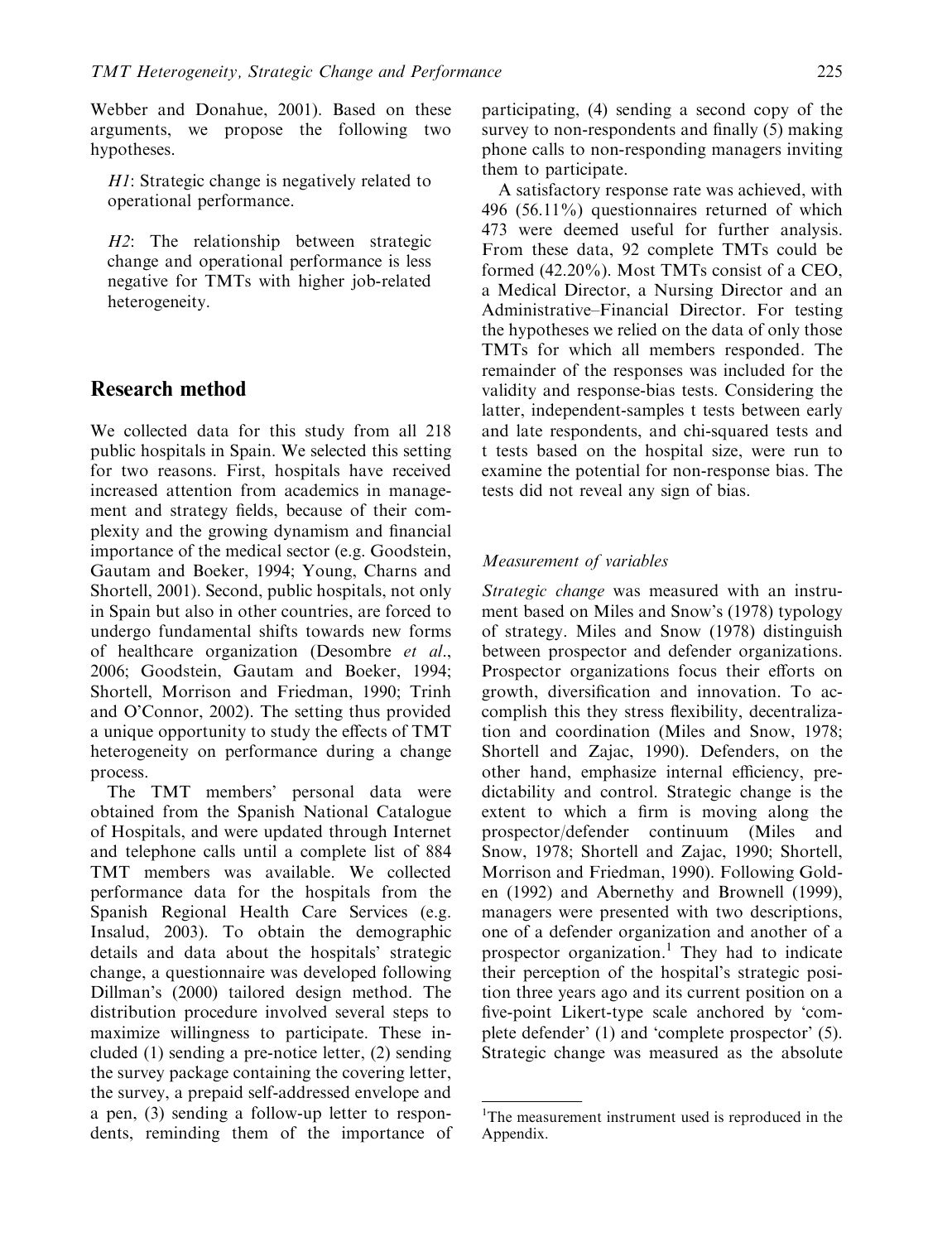Webber and Donahue, 2001). Based on these arguments, we propose the following two hypotheses.

*H1*: Strategic change is negatively related to operational performance.

*H2*: The relationship between strategic change and operational performance is less negative for TMTs with higher job-related heterogeneity.

## Research method

We collected data for this study from all 218 public hospitals in Spain. We selected this setting for two reasons. First, hospitals have received increased attention from academics in management and strategy fields, because of their complexity and the growing dynamism and financial importance of the medical sector (e.g. Goodstein, Gautam and Boeker, 1994; Young, Charns and Shortell, 2001). Second, public hospitals, not only in Spain but also in other countries, are forced to undergo fundamental shifts towards new forms of healthcare organization (Desombre *et al*., 2006; Goodstein, Gautam and Boeker, 1994; Shortell, Morrison and Friedman, 1990; Trinh and O'Connor, 2002). The setting thus provided a unique opportunity to study the effects of TMT heterogeneity on performance during a change process.

The TMT members' personal data were obtained from the Spanish National Catalogue of Hospitals, and were updated through Internet and telephone calls until a complete list of 884 TMT members was available. We collected performance data for the hospitals from the Spanish Regional Health Care Services (e.g. Insalud, 2003). To obtain the demographic details and data about the hospitals' strategic change, a questionnaire was developed following Dillman's (2000) tailored design method. The distribution procedure involved several steps to maximize willingness to participate. These included (1) sending a pre-notice letter, (2) sending the survey package containing the covering letter, the survey, a prepaid self-addressed envelope and a pen, (3) sending a follow-up letter to respondents, reminding them of the importance of participating, (4) sending a second copy of the survey to non-respondents and finally (5) making phone calls to non-responding managers inviting them to participate.

A satisfactory response rate was achieved, with 496 (56.11%) questionnaires returned of which 473 were deemed useful for further analysis. From these data, 92 complete TMTs could be formed (42.20%). Most TMTs consist of a CEO, a Medical Director, a Nursing Director and an Administrative–Financial Director. For testing the hypotheses we relied on the data of only those TMTs for which all members responded. The remainder of the responses was included for the validity and response-bias tests. Considering the latter, independent-samples t tests between early and late respondents, and chi-squared tests and t tests based on the hospital size, were run to examine the potential for non-response bias. The tests did not reveal any sign of bias.

### *Measurement of variables*

*Strategic change* was measured with an instrument based on Miles and Snow's (1978) typology of strategy. Miles and Snow (1978) distinguish between prospector and defender organizations. Prospector organizations focus their efforts on growth, diversification and innovation. To accomplish this they stress flexibility, decentralization and coordination (Miles and Snow, 1978; Shortell and Zajac, 1990). Defenders, on the other hand, emphasize internal efficiency, predictability and control. Strategic change is the extent to which a firm is moving along the prospector/defender continuum (Miles and Snow, 1978; Shortell and Zajac, 1990; Shortell, Morrison and Friedman, 1990). Following Golden (1992) and Abernethy and Brownell (1999), managers were presented with two descriptions, one of a defender organization and another of a prospector organization.[1] They had to indicate their perception of the hospital's strategic position three years ago and its current position on a five-point Likert-type scale anchored by 'complete defender' (1) and 'complete prospector' (5). Strategic change was measured as the absolute

[1] The measurement instrument used is reproduced in the Appendix.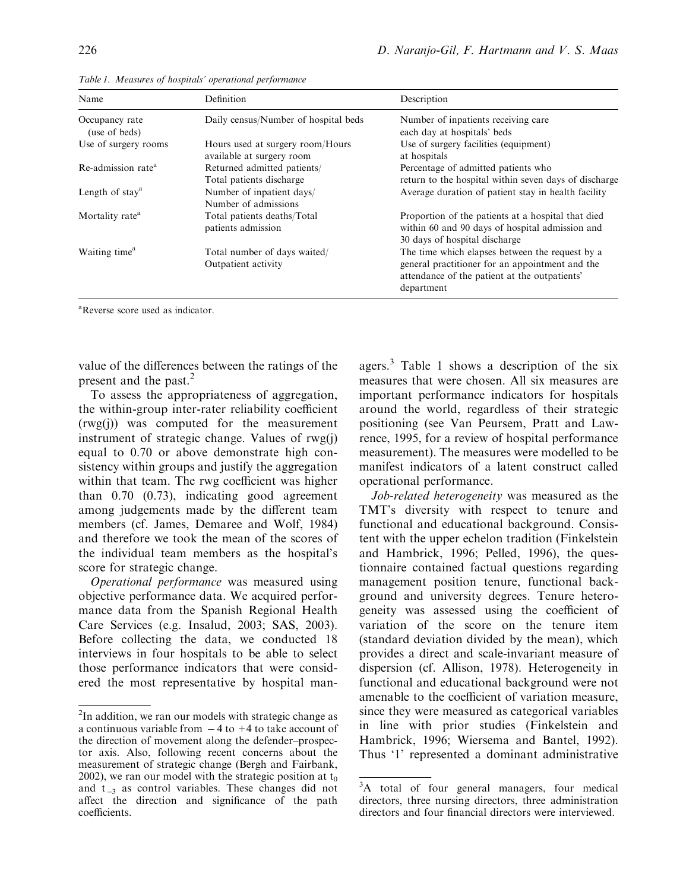Table 1. Measures of hospitals' operational performance

| Name | Definition | Description |
| --- | --- | --- |
| Occupancy rate (use of beds) | Daily census/Number of hospital beds | Number of inpatients receiving care each day at hospitals' beds |
| Use of surgery rooms | Hours used at surgery room/Hours available at surgery room | Use of surgery facilities (equipment) at hospitals |
| Re-admission rate[a] | Returned admitted patients/ Total patients discharge | Percentage of admitted patients who return to the hospital within seven days of discharge |
| Length of stay[a] | Number of inpatient days/ Number of admissions | Average duration of patient stay in health facility |
| Mortality rate[a] | Total patients deaths/Total patients admission | Proportion of the patients at a hospital that died within 60 and 90 days of hospital admission and 30 days of hospital discharge |
| Waiting time[a] | Total number of days waited/ Outpatient activity | The time which elapses between the request by a general practitioner for an appointment and the attendance of the patient at the outpatients' department |

[a]Reverse score used as indicator.

value of the differences between the ratings of the present and the past.[2]

To assess the appropriateness of aggregation, the within-group inter-rater reliability coefficient (rwg(j)) was computed for the measurement instrument of strategic change. Values of rwg(j) equal to 0.70 or above demonstrate high consistency within groups and justify the aggregation within that team. The rwg coefficient was higher than 0.70 (0.73), indicating good agreement among judgements made by the different team members (cf. James, Demaree and Wolf, 1984) and therefore we took the mean of the scores of the individual team members as the hospital's score for strategic change.

*Operational performance* was measured using objective performance data. We acquired performance data from the Spanish Regional Health Care Services (e.g. Insalud, 2003; SAS, 2003). Before collecting the data, we conducted 18 interviews in four hospitals to be able to select those performance indicators that were considered the most representative by hospital managers.[3] Table 1 shows a description of the six measures that were chosen. All six measures are important performance indicators for hospitals around the world, regardless of their strategic positioning (see Van Peursem, Pratt and Lawrence, 1995, for a review of hospital performance measurement). The measures were modelled to be manifest indicators of a latent construct called operational performance.

*Job-related heterogeneity* was measured as the TMT's diversity with respect to tenure and functional and educational background. Consistent with the upper echelon tradition (Finkelstein and Hambrick, 1996; Pelled, 1996), the questionnaire contained factual questions regarding management position tenure, functional background and university degrees. Tenure heterogeneity was assessed using the coefficient of variation of the score on the tenure item (standard deviation divided by the mean), which provides a direct and scale-invariant measure of dispersion (cf. Allison, 1978). Heterogeneity in functional and educational background were not amenable to the coefficient of variation measure, since they were measured as categorical variables in line with prior studies (Finkelstein and Hambrick, 1996; Wiersema and Bantel, 1992). Thus '1' represented a dominant administrative

[2]In addition, we ran our models with strategic change as a continuous variable from $-4$ to $+4$ to take account of the direction of movement along the defender–prospector axis. Also, following recent concerns about the measurement of strategic change (Bergh and Fairbank, 2002), we ran our model with the strategic position at $t_0$ and $t_{-3}$ as control variables. These changes did not affect the direction and significance of the path coefficients.

[3]A total of four general managers, four medical directors, three nursing directors, three administration directors and four financial directors were interviewed.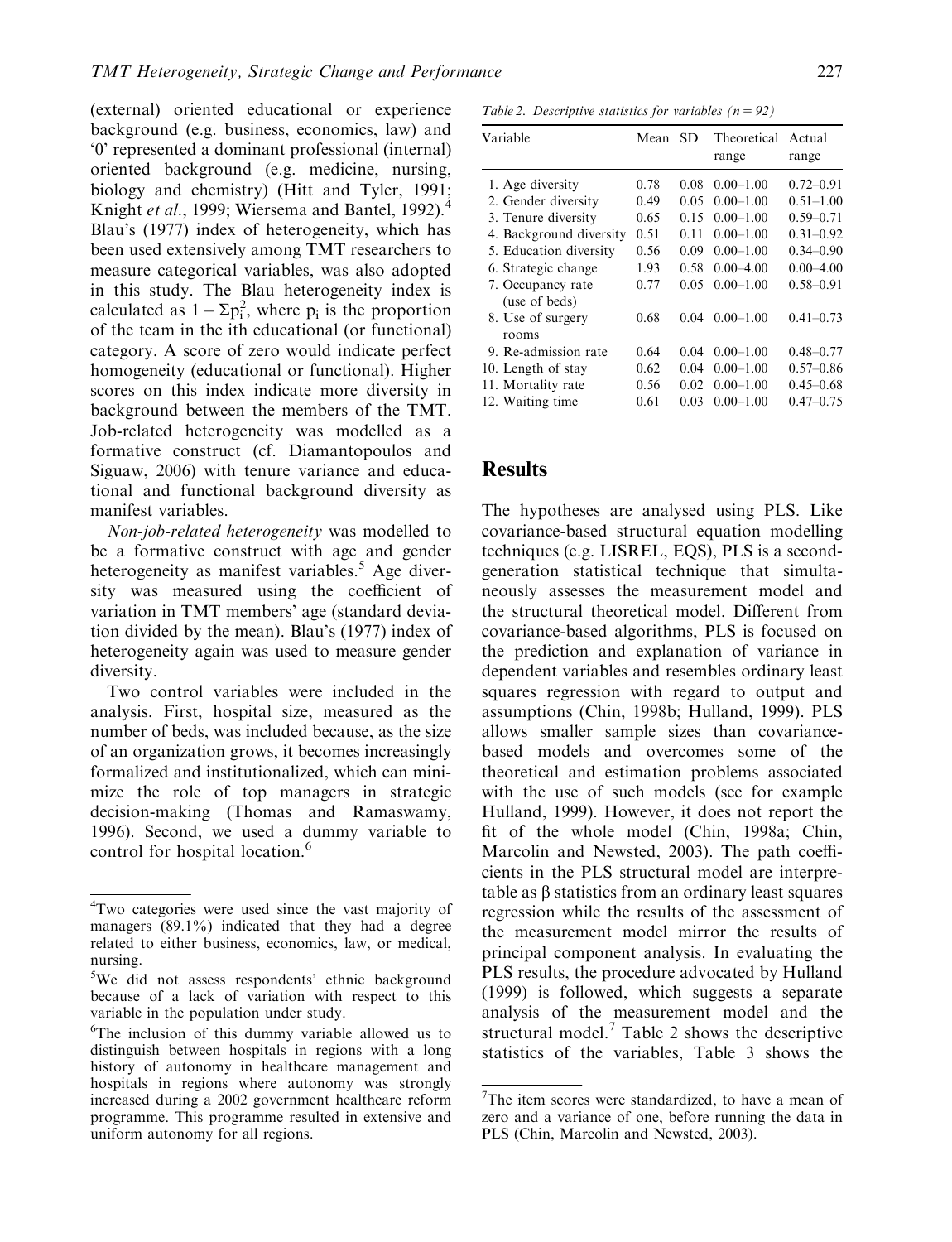(external) oriented educational or experience background (e.g. business, economics, law) and '0' represented a dominant professional (internal) oriented background (e.g. medicine, nursing, biology and chemistry) (Hitt and Tyler, 1991; Knight *et al.*, 1999; Wiersema and Bantel, 1992).[4] Blau's (1977) index of heterogeneity, which has been used extensively among TMT researchers to measure categorical variables, was also adopted in this study. The Blau heterogeneity index is calculated as $1 - \Sigma p_i^2$, where $p_i$ is the proportion of the team in the ith educational (or functional) category. A score of zero would indicate perfect homogeneity (educational or functional). Higher scores on this index indicate more diversity in background between the members of the TMT. Job-related heterogeneity was modelled as a formative construct (cf. Diamantopoulos and Siguaw, 2006) with tenure variance and educational and functional background diversity as manifest variables.

*Non-job-related heterogeneity* was modelled to be a formative construct with age and gender heterogeneity as manifest variables.[5] Age diversity was measured using the coefficient of variation in TMT members' age (standard deviation divided by the mean). Blau's (1977) index of heterogeneity again was used to measure gender diversity.

Two control variables were included in the analysis. First, hospital size, measured as the number of beds, was included because, as the size of an organization grows, it becomes increasingly formalized and institutionalized, which can minimize the role of top managers in strategic decision-making (Thomas and Ramaswamy, 1996). Second, we used a dummy variable to control for hospital location.[6]

*Table 2. Descriptive statistics for variables (n = 92)*

| Variable | Mean | SD | Theoretical range | Actual range |
|---|---|---|---|---|
| 1. Age diversity | 0.78 | 0.08 | 0.00–1.00 | 0.72–0.91 |
| 2. Gender diversity | 0.49 | 0.05 | 0.00–1.00 | 0.51–1.00 |
| 3. Tenure diversity | 0.65 | 0.15 | 0.00–1.00 | 0.59–0.71 |
| 4. Background diversity | 0.51 | 0.11 | 0.00–1.00 | 0.31–0.92 |
| 5. Education diversity | 0.56 | 0.09 | 0.00–1.00 | 0.34–0.90 |
| 6. Strategic change | 1.93 | 0.58 | 0.00–4.00 | 0.00–4.00 |
| 7. Occupancy rate (use of beds) | 0.77 | 0.05 | 0.00–1.00 | 0.58–0.91 |
| 8. Use of surgery rooms | 0.68 | 0.04 | 0.00–1.00 | 0.41–0.73 |
| 9. Re-admission rate | 0.64 | 0.04 | 0.00–1.00 | 0.48–0.77 |
| 10. Length of stay | 0.62 | 0.04 | 0.00–1.00 | 0.57–0.86 |
| 11. Mortality rate | 0.56 | 0.02 | 0.00–1.00 | 0.45–0.68 |
| 12. Waiting time | 0.61 | 0.03 | 0.00–1.00 | 0.47–0.75 |

## Results

The hypotheses are analysed using PLS. Like covariance-based structural equation modelling techniques (e.g. LISREL, EQS), PLS is a second-generation statistical technique that simultaneously assesses the measurement model and the structural theoretical model. Different from covariance-based algorithms, PLS is focused on the prediction and explanation of variance in dependent variables and resembles ordinary least squares regression with regard to output and assumptions (Chin, 1998b; Hulland, 1999). PLS allows smaller sample sizes than covariance-based models and overcomes some of the theoretical and estimation problems associated with the use of such models (see for example Hulland, 1999). However, it does not report the fit of the whole model (Chin, 1998a; Chin, Marcolin and Newsted, 2003). The path coefficients in the PLS structural model are interpretable as β statistics from an ordinary least squares regression while the results of the assessment of the measurement model mirror the results of principal component analysis. In evaluating the PLS results, the procedure advocated by Hulland (1999) is followed, which suggests a separate analysis of the measurement model and the structural model.[7] Table 2 shows the descriptive statistics of the variables, Table 3 shows the

[4] Two categories were used since the vast majority of managers (89.1%) indicated that they had a degree related to either business, economics, law, or medical, nursing.

[5] We did not assess respondents' ethnic background because of a lack of variation with respect to this variable in the population under study.

[6] The inclusion of this dummy variable allowed us to distinguish between hospitals in regions with a long history of autonomy in healthcare management and hospitals in regions where autonomy was strongly increased during a 2002 government healthcare reform programme. This programme resulted in extensive and uniform autonomy for all regions.

[7] The item scores were standardized, to have a mean of zero and a variance of one, before running the data in PLS (Chin, Marcolin and Newsted, 2003).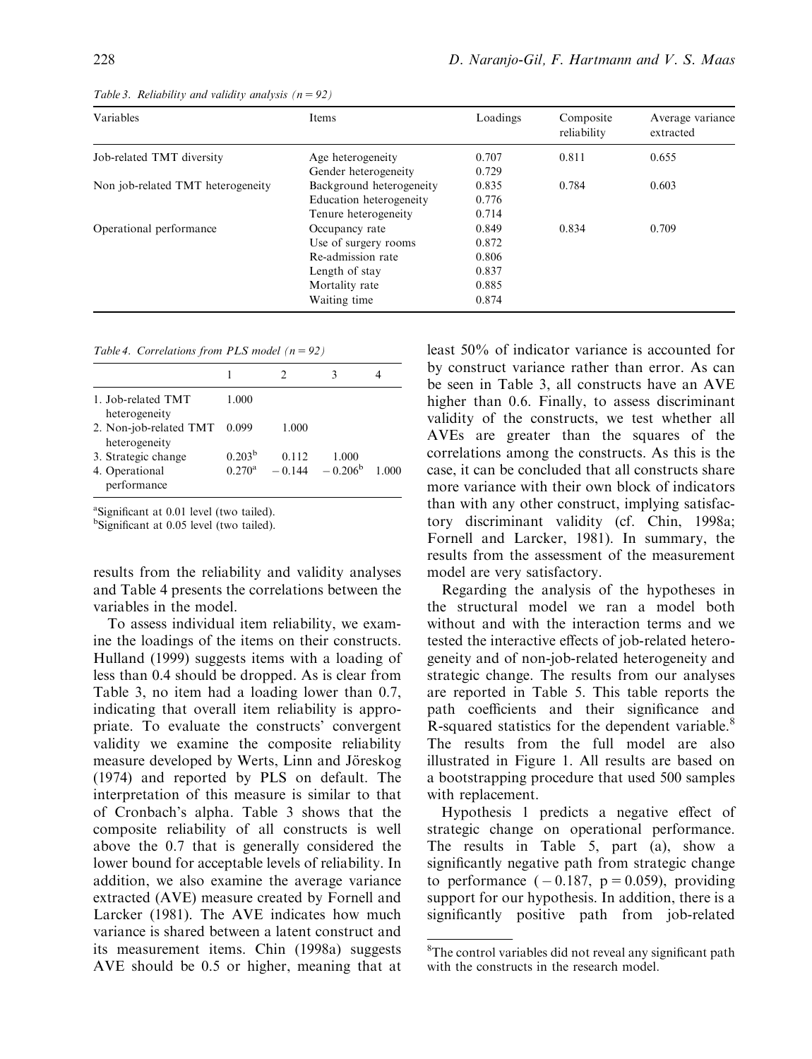*Table 3. Reliability and validity analysis (n = 92)*

| Variables | Items | Loadings | Composite reliability | Average variance extracted |
|---|---|---|---|---|
| Job-related TMT diversity | Age heterogeneity | 0.707 | 0.811 | 0.655 |
| | Gender heterogeneity | 0.729 | | |
| Non job-related TMT heterogeneity | Background heterogeneity | 0.835 | 0.784 | 0.603 |
| | Education heterogeneity | 0.776 | | |
| | Tenure heterogeneity | 0.714 | | |
| Operational performance | Occupancy rate | 0.849 | 0.834 | 0.709 |
| | Use of surgery rooms | 0.872 | | |
| | Re-admission rate | 0.806 | | |
| | Length of stay | 0.837 | | |
| | Mortality rate | 0.885 | | |
| | Waiting time | 0.874 | | |

*Table 4. Correlations from PLS model (n = 92)*

| | 1 | 2 | 3 | 4 |
|---|---|---|---|---|
| 1. Job-related TMT heterogeneity | 1.000 | | | |
| 2. Non-job-related TMT heterogeneity | 0.099 | 1.000 | | |
| 3. Strategic change | 0.203[b] | 0.112 | 1.000 | |
| 4. Operational performance | 0.270[a] | −0.144 | −0.206[b] | 1.000 |

[a]Significant at 0.01 level (two tailed).
[b]Significant at 0.05 level (two tailed).

results from the reliability and validity analyses and Table 4 presents the correlations between the variables in the model.

To assess individual item reliability, we examine the loadings of the items on their constructs. Hulland (1999) suggests items with a loading of less than 0.4 should be dropped. As is clear from Table 3, no item had a loading lower than 0.7, indicating that overall item reliability is appropriate. To evaluate the constructs' convergent validity we examine the composite reliability measure developed by Werts, Linn and Jöreskog (1974) and reported by PLS on default. The interpretation of this measure is similar to that of Cronbach's alpha. Table 3 shows that the composite reliability of all constructs is well above the 0.7 that is generally considered the lower bound for acceptable levels of reliability. In addition, we also examine the average variance extracted (AVE) measure created by Fornell and Larcker (1981). The AVE indicates how much variance is shared between a latent construct and its measurement items. Chin (1998a) suggests AVE should be 0.5 or higher, meaning that at least 50% of indicator variance is accounted for by construct variance rather than error. As can be seen in Table 3, all constructs have an AVE higher than 0.6. Finally, to assess discriminant validity of the constructs, we test whether all AVEs are greater than the squares of the correlations among the constructs. As this is the case, it can be concluded that all constructs share more variance with their own block of indicators than with any other construct, implying satisfactory discriminant validity (cf. Chin, 1998a; Fornell and Larcker, 1981). In summary, the results from the assessment of the measurement model are very satisfactory.

Regarding the analysis of the hypotheses in the structural model we ran a model both without and with the interaction terms and we tested the interactive effects of job-related heterogeneity and of non-job-related heterogeneity and strategic change. The results from our analyses are reported in Table 5. This table reports the path coefficients and their significance and R-squared statistics for the dependent variable.[8] The results from the full model are also illustrated in Figure 1. All results are based on a bootstrapping procedure that used 500 samples with replacement.

Hypothesis 1 predicts a negative effect of strategic change on operational performance. The results in Table 5, part (a), show a significantly negative path from strategic change to performance ($-0.187$, $p = 0.059$), providing support for our hypothesis. In addition, there is a significantly positive path from job-related

[8]The control variables did not reveal any significant path with the constructs in the research model.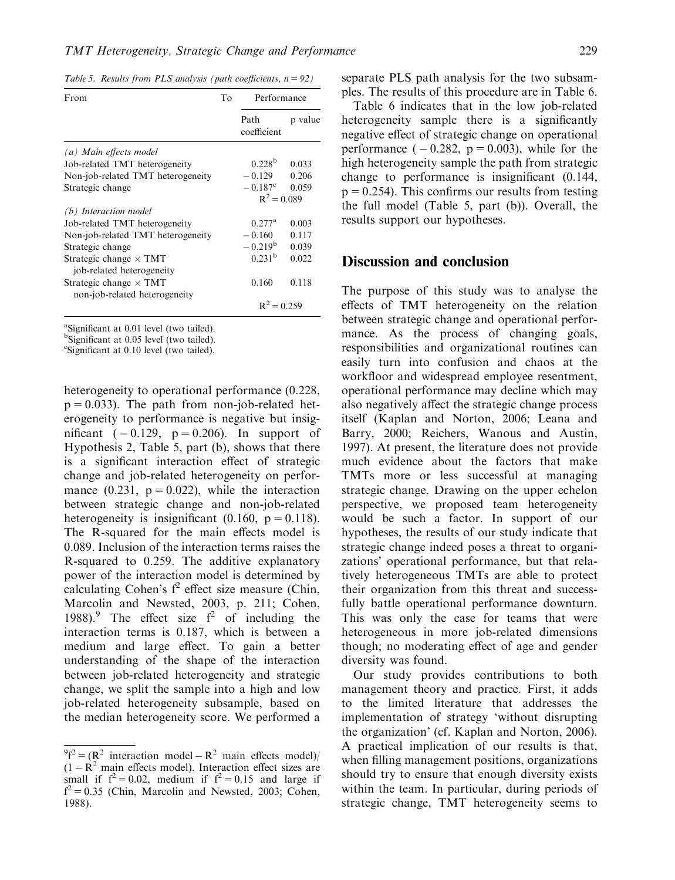Table 5. Results from PLS analysis (path coefficients, $n = 92$)

| From | To | Performance | |
|---|---|---|---|
| | | Path coefficient | p value |
| *(a) Main effects model* | | | |
| Job-related TMT heterogeneity | | 0.228[b] | 0.033 |
| Non-job-related TMT heterogeneity | | −0.129 | 0.206 |
| Strategic change | | −0.187[c] | 0.059 |
| | | $R^2 = 0.089$ | |
| *(b) Interaction model* | | | |
| Job-related TMT heterogeneity | | 0.277[a] | 0.003 |
| Non-job-related TMT heterogeneity | | −0.160 | 0.117 |
| Strategic change | | −0.219[b] | 0.039 |
| Strategic change × TMT job-related heterogeneity | | 0.231[b] | 0.022 |
| Strategic change × TMT non-job-related heterogeneity | | 0.160 | 0.118 |
| | | $R^2 = 0.259$ | |

[a]Significant at 0.01 level (two tailed).
[b]Significant at 0.05 level (two tailed).
[c]Significant at 0.10 level (two tailed).

heterogeneity to operational performance (0.228, $p = 0.033$). The path from non-job-related heterogeneity to performance is negative but insignificant ($-0.129$, $p = 0.206$). In support of Hypothesis 2, Table 5, part (b), shows that there is a significant interaction effect of strategic change and job-related heterogeneity on performance (0.231, $p = 0.022$), while the interaction between strategic change and non-job-related heterogeneity is insignificant (0.160, $p = 0.118$). The R-squared for the main effects model is 0.089. Inclusion of the interaction terms raises the R-squared to 0.259. The additive explanatory power of the interaction model is determined by calculating Cohen's $f^2$ effect size measure (Chin, Marcolin and Newsted, 2003, p. 211; Cohen, 1988).[9] The effect size $f^2$ of including the interaction terms is 0.187, which is between a medium and large effect. To gain a better understanding of the shape of the interaction between job-related heterogeneity and strategic change, we split the sample into a high and low job-related heterogeneity subsample, based on the median heterogeneity score. We performed a separate PLS path analysis for the two subsamples. The results of this procedure are in Table 6.

Table 6 indicates that in the low job-related heterogeneity sample there is a significantly negative effect of strategic change on operational performance ($-0.282$, $p = 0.003$), while for the high heterogeneity sample the path from strategic change to performance is insignificant (0.144, $p = 0.254$). This confirms our results from testing the full model (Table 5, part (b)). Overall, the results support our hypotheses.

## Discussion and conclusion

The purpose of this study was to analyse the effects of TMT heterogeneity on the relation between strategic change and operational performance. As the process of changing goals, responsibilities and organizational routines can easily turn into confusion and chaos at the workfloor and widespread employee resentment, operational performance may decline which may also negatively affect the strategic change process itself (Kaplan and Norton, 2006; Leana and Barry, 2000; Reichers, Wanous and Austin, 1997). At present, the literature does not provide much evidence about the factors that make TMTs more or less successful at managing strategic change. Drawing on the upper echelon perspective, we proposed team heterogeneity would be such a factor. In support of our hypotheses, the results of our study indicate that strategic change indeed poses a threat to organizations' operational performance, but that relatively heterogeneous TMTs are able to protect their organization from this threat and successfully battle operational performance downturn. This was only the case for teams that were heterogeneous in more job-related dimensions though; no moderating effect of age and gender diversity was found.

Our study provides contributions to both management theory and practice. First, it adds to the limited literature that addresses the implementation of strategy 'without disrupting the organization' (cf. Kaplan and Norton, 2006). A practical implication of our results is that, when filling management positions, organizations should try to ensure that enough diversity exists within the team. In particular, during periods of strategic change, TMT heterogeneity seems to

[9]$f^2 = (R^2 \text{ interaction model} - R^2 \text{ main effects model}) / (1 - R^2 \text{ main effects model})$. Interaction effect sizes are small if $f^2 = 0.02$, medium if $f^2 = 0.15$ and large if $f^2 = 0.35$ (Chin, Marcolin and Newsted, 2003; Cohen, 1988).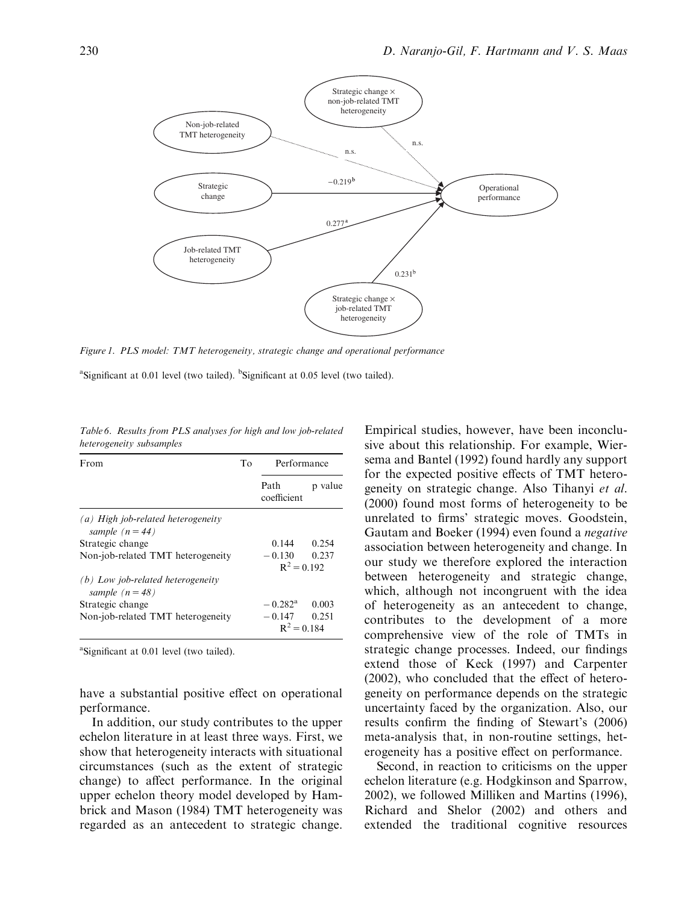Figure 1. PLS model: TMT heterogeneity, strategic change and operational performance

[a]Significant at 0.01 level (two tailed). [b]Significant at 0.05 level (two tailed).

*Table 6. Results from PLS analyses for high and low job-related heterogeneity subsamples*

| From | To | Performance | |
|---|---|---|---|
| | | Path coefficient | p value |
| *(a) High job-related heterogeneity sample (n = 44)* | | | |
| Strategic change | | 0.144 | 0.254 |
| Non-job-related TMT heterogeneity | | −0.130 | 0.237 |
| | | $R^2 = 0.192$ | |
| *(b) Low job-related heterogeneity sample (n = 48)* | | | |
| Strategic change | | −0.282[a] | 0.003 |
| Non-job-related TMT heterogeneity | | −0.147 | 0.251 |
| | | $R^2 = 0.184$ | |

[a]Significant at 0.01 level (two tailed).

have a substantial positive effect on operational performance.

In addition, our study contributes to the upper echelon literature in at least three ways. First, we show that heterogeneity interacts with situational circumstances (such as the extent of strategic change) to affect performance. In the original upper echelon theory model developed by Hambrick and Mason (1984) TMT heterogeneity was regarded as an antecedent to strategic change. Empirical studies, however, have been inconclusive about this relationship. For example, Wiersema and Bantel (1992) found hardly any support for the expected positive effects of TMT heterogeneity on strategic change. Also Tihanyi *et al.* (2000) found most forms of heterogeneity to be unrelated to firms' strategic moves. Goodstein, Gautam and Boeker (1994) even found a *negative* association between heterogeneity and change. In our study we therefore explored the interaction between heterogeneity and strategic change, which, although not incongruent with the idea of heterogeneity as an antecedent to change, contributes to the development of a more comprehensive view of the role of TMTs in strategic change processes. Indeed, our findings extend those of Keck (1997) and Carpenter (2002), who concluded that the effect of heterogeneity on performance depends on the strategic uncertainty faced by the organization. Also, our results confirm the finding of Stewart's (2006) meta-analysis that, in non-routine settings, heterogeneity has a positive effect on performance.

Second, in reaction to criticisms on the upper echelon literature (e.g. Hodgkinson and Sparrow, 2002), we followed Milliken and Martins (1996), Richard and Shelor (2002) and others and extended the traditional cognitive resources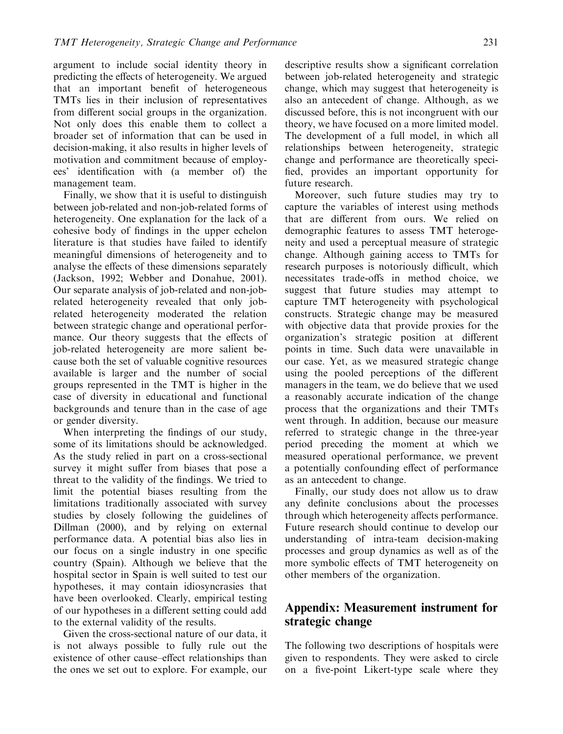argument to include social identity theory in predicting the effects of heterogeneity. We argued that an important benefit of heterogeneous TMTs lies in their inclusion of representatives from different social groups in the organization. Not only does this enable them to collect a broader set of information that can be used in decision-making, it also results in higher levels of motivation and commitment because of employees' identification with (a member of) the management team.

Finally, we show that it is useful to distinguish between job-related and non-job-related forms of heterogeneity. One explanation for the lack of a cohesive body of findings in the upper echelon literature is that studies have failed to identify meaningful dimensions of heterogeneity and to analyse the effects of these dimensions separately (Jackson, 1992; Webber and Donahue, 2001). Our separate analysis of job-related and non-job-related heterogeneity revealed that only job-related heterogeneity moderated the relation between strategic change and operational performance. Our theory suggests that the effects of job-related heterogeneity are more salient because both the set of valuable cognitive resources available is larger and the number of social groups represented in the TMT is higher in the case of diversity in educational and functional backgrounds and tenure than in the case of age or gender diversity.

When interpreting the findings of our study, some of its limitations should be acknowledged. As the study relied in part on a cross-sectional survey it might suffer from biases that pose a threat to the validity of the findings. We tried to limit the potential biases resulting from the limitations traditionally associated with survey studies by closely following the guidelines of Dillman (2000), and by relying on external performance data. A potential bias also lies in our focus on a single industry in one specific country (Spain). Although we believe that the hospital sector in Spain is well suited to test our hypotheses, it may contain idiosyncrasies that have been overlooked. Clearly, empirical testing of our hypotheses in a different setting could add to the external validity of the results.

Given the cross-sectional nature of our data, it is not always possible to fully rule out the existence of other cause–effect relationships than the ones we set out to explore. For example, our descriptive results show a significant correlation between job-related heterogeneity and strategic change, which may suggest that heterogeneity is also an antecedent of change. Although, as we discussed before, this is not incongruent with our theory, we have focused on a more limited model. The development of a full model, in which all relationships between heterogeneity, strategic change and performance are theoretically specified, provides an important opportunity for future research.

Moreover, such future studies may try to capture the variables of interest using methods that are different from ours. We relied on demographic features to assess TMT heterogeneity and used a perceptual measure of strategic change. Although gaining access to TMTs for research purposes is notoriously difficult, which necessitates trade-offs in method choice, we suggest that future studies may attempt to capture TMT heterogeneity with psychological constructs. Strategic change may be measured with objective data that provide proxies for the organization's strategic position at different points in time. Such data were unavailable in our case. Yet, as we measured strategic change using the pooled perceptions of the different managers in the team, we do believe that we used a reasonably accurate indication of the change process that the organizations and their TMTs went through. In addition, because our measure referred to strategic change in the three-year period preceding the moment at which we measured operational performance, we prevent a potentially confounding effect of performance as an antecedent to change.

Finally, our study does not allow us to draw any definite conclusions about the processes through which heterogeneity affects performance. Future research should continue to develop our understanding of intra-team decision-making processes and group dynamics as well as of the more symbolic effects of TMT heterogeneity on other members of the organization.

## Appendix: Measurement instrument for strategic change

The following two descriptions of hospitals were given to respondents. They were asked to circle on a five-point Likert-type scale where they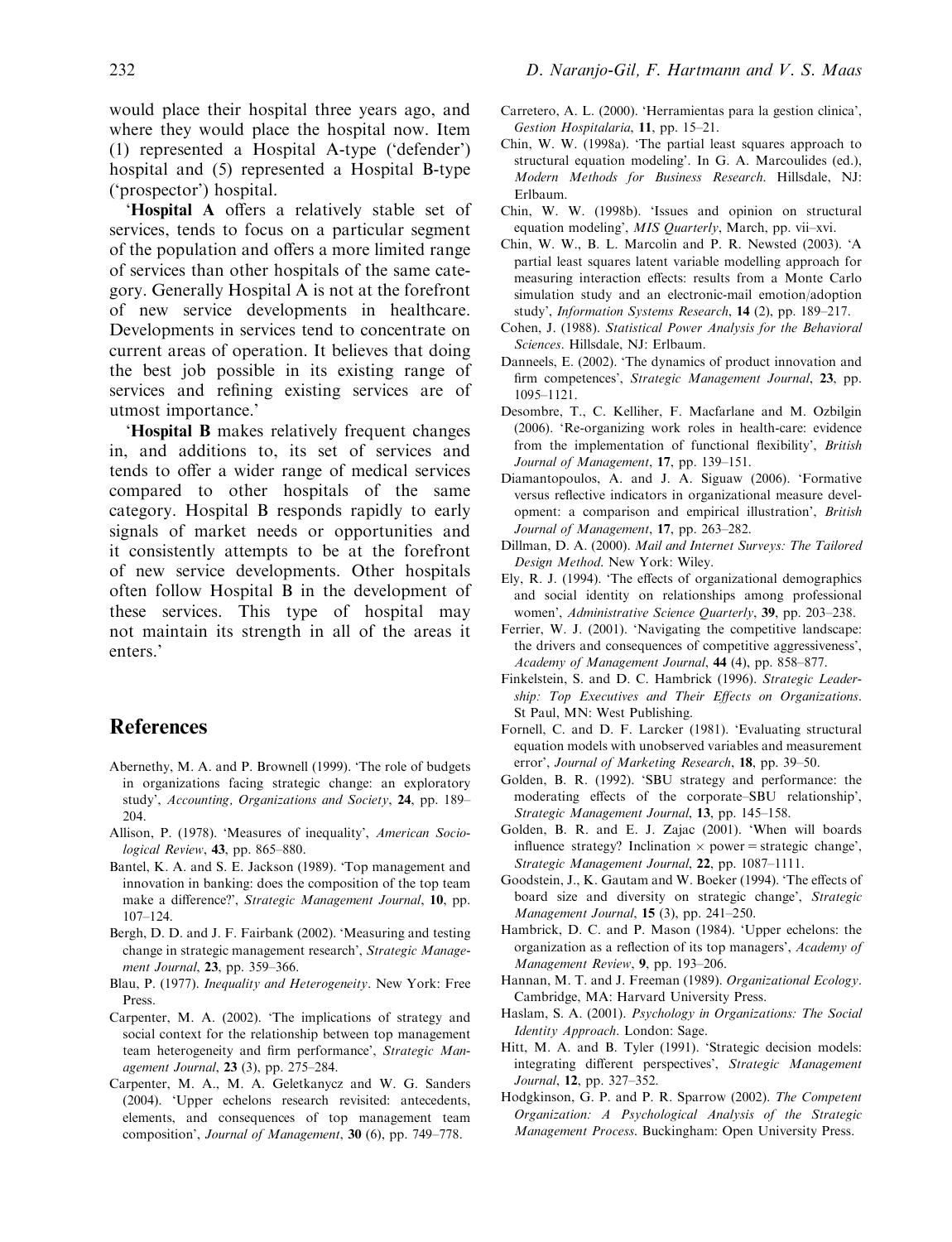would place their hospital three years ago, and where they would place the hospital now. Item (1) represented a Hospital A-type ('defender') hospital and (5) represented a Hospital B-type ('prospector') hospital.

'**Hospital A** offers a relatively stable set of services, tends to focus on a particular segment of the population and offers a more limited range of services than other hospitals of the same category. Generally Hospital A is not at the forefront of new service developments in healthcare. Developments in services tend to concentrate on current areas of operation. It believes that doing the best job possible in its existing range of services and refining existing services are of utmost importance.'

'**Hospital B** makes relatively frequent changes in, and additions to, its set of services and tends to offer a wider range of medical services compared to other hospitals of the same category. Hospital B responds rapidly to early signals of market needs or opportunities and it consistently attempts to be at the forefront of new service developments. Other hospitals often follow Hospital B in the development of these services. This type of hospital may not maintain its strength in all of the areas it enters.'

## References

Abernethy, M. A. and P. Brownell (1999). 'The role of budgets in organizations facing strategic change: an exploratory study', *Accounting, Organizations and Society*, **24**, pp. 189–204.

Allison, P. (1978). 'Measures of inequality', *American Sociological Review*, **43**, pp. 865–880.

Bantel, K. A. and S. E. Jackson (1989). 'Top management and innovation in banking: does the composition of the top team make a difference?', *Strategic Management Journal*, **10**, pp. 107–124.

Bergh, D. D. and J. F. Fairbank (2002). 'Measuring and testing change in strategic management research', *Strategic Management Journal*, **23**, pp. 359–366.

Blau, P. (1977). *Inequality and Heterogeneity*. New York: Free Press.

Carpenter, M. A. (2002). 'The implications of strategy and social context for the relationship between top management team heterogeneity and firm performance', *Strategic Management Journal*, **23** (3), pp. 275–284.

Carpenter, M. A., M. A. Geletkanycz and W. G. Sanders (2004). 'Upper echelons research revisited: antecedents, elements, and consequences of top management team composition', *Journal of Management*, **30** (6), pp. 749–778.

Carretero, A. L. (2000). 'Herramientas para la gestion clinica', *Gestion Hospitalaria*, **11**, pp. 15–21.

Chin, W. W. (1998a). 'The partial least squares approach to structural equation modeling'. In G. A. Marcoulides (ed.), *Modern Methods for Business Research*. Hillsdale, NJ: Erlbaum.

Chin, W. W. (1998b). 'Issues and opinion on structural equation modeling', *MIS Quarterly*, March, pp. vii–xvi.

Chin, W. W., B. L. Marcolin and P. R. Newsted (2003). 'A partial least squares latent variable modelling approach for measuring interaction effects: results from a Monte Carlo simulation study and an electronic-mail emotion/adoption study', *Information Systems Research*, **14** (2), pp. 189–217.

Cohen, J. (1988). *Statistical Power Analysis for the Behavioral Sciences*. Hillsdale, NJ: Erlbaum.

Danneels, E. (2002). 'The dynamics of product innovation and firm competences', *Strategic Management Journal*, **23**, pp. 1095–1121.

Desombre, T., C. Kelliher, F. Macfarlane and M. Ozbilgin (2006). 'Re-organizing work roles in health-care: evidence from the implementation of functional flexibility', *British Journal of Management*, **17**, pp. 139–151.

Diamantopoulos, A. and J. A. Siguaw (2006). 'Formative versus reflective indicators in organizational measure development: a comparison and empirical illustration', *British Journal of Management*, **17**, pp. 263–282.

Dillman, D. A. (2000). *Mail and Internet Surveys: The Tailored Design Method*. New York: Wiley.

Ely, R. J. (1994). 'The effects of organizational demographics and social identity on relationships among professional women', *Administrative Science Quarterly*, **39**, pp. 203–238.

Ferrier, W. J. (2001). 'Navigating the competitive landscape: the drivers and consequences of competitive aggressiveness', *Academy of Management Journal*, **44** (4), pp. 858–877.

Finkelstein, S. and D. C. Hambrick (1996). *Strategic Leadership: Top Executives and Their Effects on Organizations*. St Paul, MN: West Publishing.

Fornell, C. and D. F. Larcker (1981). 'Evaluating structural equation models with unobserved variables and measurement error', *Journal of Marketing Research*, **18**, pp. 39–50.

Golden, B. R. (1992). 'SBU strategy and performance: the moderating effects of the corporate–SBU relationship', *Strategic Management Journal*, **13**, pp. 145–158.

Golden, B. R. and E. J. Zajac (2001). 'When will boards influence strategy? Inclination × power = strategic change', *Strategic Management Journal*, **22**, pp. 1087–1111.

Goodstein, J., K. Gautam and W. Boeker (1994). 'The effects of board size and diversity on strategic change', *Strategic Management Journal*, **15** (3), pp. 241–250.

Hambrick, D. C. and P. Mason (1984). 'Upper echelons: the organization as a reflection of its top managers', *Academy of Management Review*, **9**, pp. 193–206.

Hannan, M. T. and J. Freeman (1989). *Organizational Ecology*. Cambridge, MA: Harvard University Press.

Haslam, S. A. (2001). *Psychology in Organizations: The Social Identity Approach*. London: Sage.

Hitt, M. A. and B. Tyler (1991). 'Strategic decision models: integrating different perspectives', *Strategic Management Journal*, **12**, pp. 327–352.

Hodgkinson, G. P. and P. R. Sparrow (2002). *The Competent Organization: A Psychological Analysis of the Strategic Management Process*. Buckingham: Open University Press.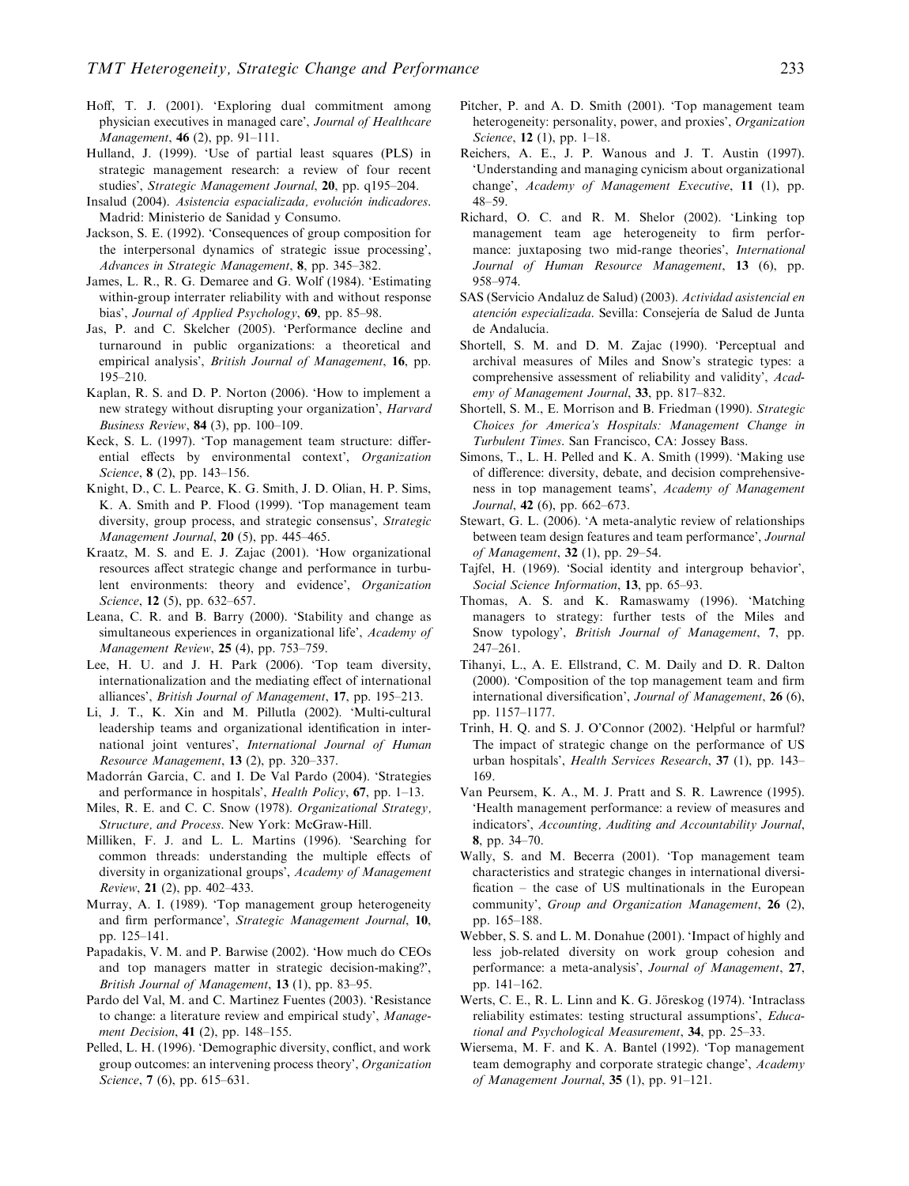Hoff, T. J. (2001). 'Exploring dual commitment among physician executives in managed care', *Journal of Healthcare Management*, **46** (2), pp. 91–111.

Hulland, J. (1999). 'Use of partial least squares (PLS) in strategic management research: a review of four recent studies', *Strategic Management Journal*, **20**, pp. q195–204.

Insalud (2004). *Asistencia espacializada, evolución indicadores*. Madrid: Ministerio de Sanidad y Consumo.

Jackson, S. E. (1992). 'Consequences of group composition for the interpersonal dynamics of strategic issue processing', *Advances in Strategic Management*, **8**, pp. 345–382.

James, L. R., R. G. Demaree and G. Wolf (1984). 'Estimating within-group interrater reliability with and without response bias', *Journal of Applied Psychology*, **69**, pp. 85–98.

Jas, P. and C. Skelcher (2005). 'Performance decline and turnaround in public organizations: a theoretical and empirical analysis', *British Journal of Management*, **16**, pp. 195–210.

Kaplan, R. S. and D. P. Norton (2006). 'How to implement a new strategy without disrupting your organization', *Harvard Business Review*, **84** (3), pp. 100–109.

Keck, S. L. (1997). 'Top management team structure: differential effects by environmental context', *Organization Science*, **8** (2), pp. 143–156.

Knight, D., C. L. Pearce, K. G. Smith, J. D. Olian, H. P. Sims, K. A. Smith and P. Flood (1999). 'Top management team diversity, group process, and strategic consensus', *Strategic Management Journal*, **20** (5), pp. 445–465.

Kraatz, M. S. and E. J. Zajac (2001). 'How organizational resources affect strategic change and performance in turbulent environments: theory and evidence', *Organization Science*, **12** (5), pp. 632–657.

Leana, C. R. and B. Barry (2000). 'Stability and change as simultaneous experiences in organizational life', *Academy of Management Review*, **25** (4), pp. 753–759.

Lee, H. U. and J. H. Park (2006). 'Top team diversity, internationalization and the mediating effect of international alliances', *British Journal of Management*, **17**, pp. 195–213.

Li, J. T., K. Xin and M. Pillutla (2002). 'Multi-cultural leadership teams and organizational identification in international joint ventures', *International Journal of Human Resource Management*, **13** (2), pp. 320–337.

Madorrán Garcia, C. and I. De Val Pardo (2004). 'Strategies and performance in hospitals', *Health Policy*, **67**, pp. 1–13.

Miles, R. E. and C. C. Snow (1978). *Organizational Strategy, Structure, and Process*. New York: McGraw-Hill.

Milliken, F. J. and L. L. Martins (1996). 'Searching for common threads: understanding the multiple effects of diversity in organizational groups', *Academy of Management Review*, **21** (2), pp. 402–433.

Murray, A. I. (1989). 'Top management group heterogeneity and firm performance', *Strategic Management Journal*, **10**, pp. 125–141.

Papadakis, V. M. and P. Barwise (2002). 'How much do CEOs and top managers matter in strategic decision-making?', *British Journal of Management*, **13** (1), pp. 83–95.

Pardo del Val, M. and C. Martinez Fuentes (2003). 'Resistance to change: a literature review and empirical study', *Management Decision*, **41** (2), pp. 148–155.

Pelled, L. H. (1996). 'Demographic diversity, conflict, and work group outcomes: an intervening process theory', *Organization Science*, **7** (6), pp. 615–631.

Pitcher, P. and A. D. Smith (2001). 'Top management team heterogeneity: personality, power, and proxies', *Organization Science*, **12** (1), pp. 1–18.

Reichers, A. E., J. P. Wanous and J. T. Austin (1997). 'Understanding and managing cynicism about organizational change', *Academy of Management Executive*, **11** (1), pp. 48–59.

Richard, O. C. and R. M. Shelor (2002). 'Linking top management team age heterogeneity to firm performance: juxtaposing two mid-range theories', *International Journal of Human Resource Management*, **13** (6), pp. 958–974.

SAS (Servicio Andaluz de Salud) (2003). *Actividad asistencial en atención especializada*. Sevilla: Consejería de Salud de Junta de Andalucía.

Shortell, S. M. and D. M. Zajac (1990). 'Perceptual and archival measures of Miles and Snow's strategic types: a comprehensive assessment of reliability and validity', *Academy of Management Journal*, **33**, pp. 817–832.

Shortell, S. M., E. Morrison and B. Friedman (1990). *Strategic Choices for America's Hospitals: Management Change in Turbulent Times*. San Francisco, CA: Jossey Bass.

Simons, T., L. H. Pelled and K. A. Smith (1999). 'Making use of difference: diversity, debate, and decision comprehensiveness in top management teams', *Academy of Management Journal*, **42** (6), pp. 662–673.

Stewart, G. L. (2006). 'A meta-analytic review of relationships between team design features and team performance', *Journal of Management*, **32** (1), pp. 29–54.

Tajfel, H. (1969). 'Social identity and intergroup behavior', *Social Science Information*, **13**, pp. 65–93.

Thomas, A. S. and K. Ramaswamy (1996). 'Matching managers to strategy: further tests of the Miles and Snow typology', *British Journal of Management*, **7**, pp. 247–261.

Tihanyi, L., A. E. Ellstrand, C. M. Daily and D. R. Dalton (2000). 'Composition of the top management team and firm international diversification', *Journal of Management*, **26** (6), pp. 1157–1177.

Trinh, H. Q. and S. J. O'Connor (2002). 'Helpful or harmful? The impact of strategic change on the performance of US urban hospitals', *Health Services Research*, **37** (1), pp. 143–169.

Van Peursem, K. A., M. J. Pratt and S. R. Lawrence (1995). 'Health management performance: a review of measures and indicators', *Accounting, Auditing and Accountability Journal*, **8**, pp. 34–70.

Wally, S. and M. Becerra (2001). 'Top management team characteristics and strategic changes in international diversification – the case of US multinationals in the European community', *Group and Organization Management*, **26** (2), pp. 165–188.

Webber, S. S. and L. M. Donahue (2001). 'Impact of highly and less job-related diversity on work group cohesion and performance: a meta-analysis', *Journal of Management*, **27**, pp. 141–162.

Werts, C. E., R. L. Linn and K. G. Jöreskog (1974). 'Intraclass reliability estimates: testing structural assumptions', *Educational and Psychological Measurement*, **34**, pp. 25–33.

Wiersema, M. F. and K. A. Bantel (1992). 'Top management team demography and corporate strategic change', *Academy of Management Journal*, **35** (1), pp. 91–121.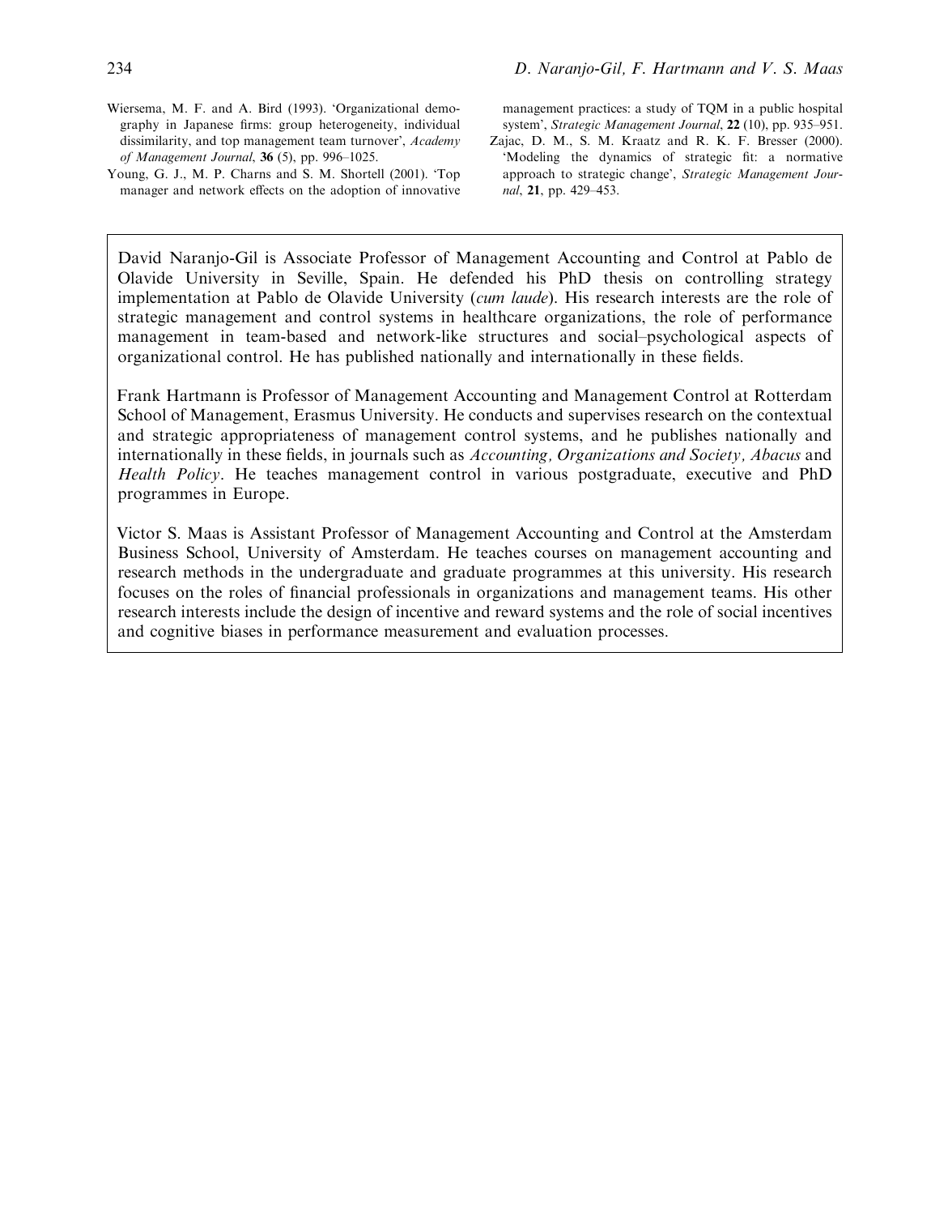Wiersema, M. F. and A. Bird (1993). 'Organizational demography in Japanese firms: group heterogeneity, individual dissimilarity, and top management team turnover', *Academy of Management Journal*, **36** (5), pp. 996–1025.

Young, G. J., M. P. Charns and S. M. Shortell (2001). 'Top manager and network effects on the adoption of innovative management practices: a study of TQM in a public hospital system', *Strategic Management Journal*, **22** (10), pp. 935–951.

Zajac, D. M., S. M. Kraatz and R. K. F. Bresser (2000). 'Modeling the dynamics of strategic fit: a normative approach to strategic change', *Strategic Management Journal*, **21**, pp. 429–453.

David Naranjo-Gil is Associate Professor of Management Accounting and Control at Pablo de Olavide University in Seville, Spain. He defended his PhD thesis on controlling strategy implementation at Pablo de Olavide University (*cum laude*). His research interests are the role of strategic management and control systems in healthcare organizations, the role of performance management in team-based and network-like structures and social–psychological aspects of organizational control. He has published nationally and internationally in these fields.

Frank Hartmann is Professor of Management Accounting and Management Control at Rotterdam School of Management, Erasmus University. He conducts and supervises research on the contextual and strategic appropriateness of management control systems, and he publishes nationally and internationally in these fields, in journals such as *Accounting, Organizations and Society, Abacus* and *Health Policy*. He teaches management control in various postgraduate, executive and PhD programmes in Europe.

Victor S. Maas is Assistant Professor of Management Accounting and Control at the Amsterdam Business School, University of Amsterdam. He teaches courses on management accounting and research methods in the undergraduate and graduate programmes at this university. His research focuses on the roles of financial professionals in organizations and management teams. His other research interests include the design of incentive and reward systems and the role of social incentives and cognitive biases in performance measurement and evaluation processes.